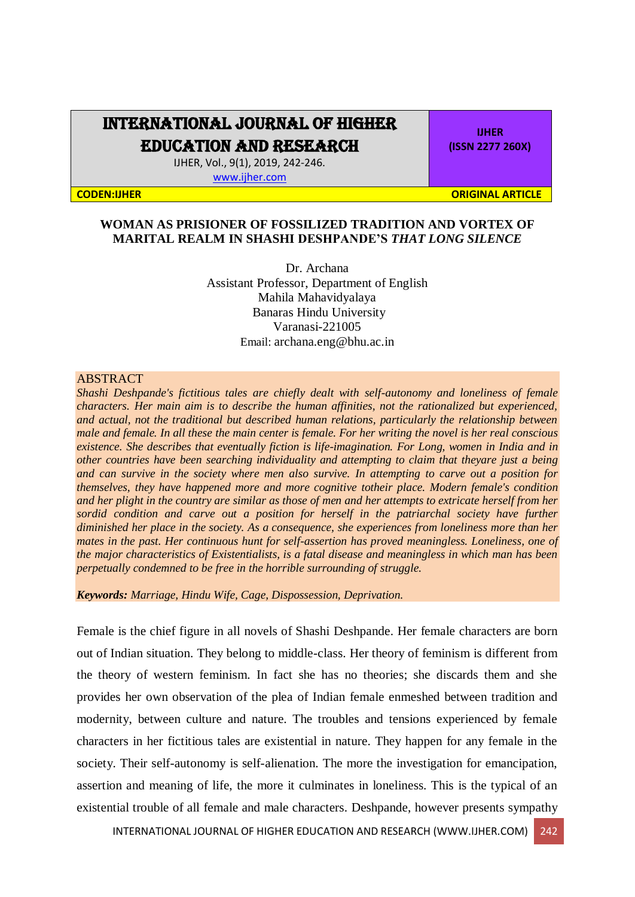# INTERNATIONAL JOURNAL OF HIGHER EDUCATION AND RESEARCH

IJHER, Vol., 9(1), 2019, 242-246.

www.ijher.com

**IJHER (ISSN 2277 260X)**

**CODEN:IJHER** **ORIGINAL ARTICLE**

## WOMAN AS PRISIONER OF FOSSILIZED TRADITION AND VORTEX OF MARITAL REALM IN SHASHI DESHPANDE'S *THAT LONG SILENCE*

Dr. Archana
Assistant Professor, Department of English
Mahila Mahavidyalaya
Banaras Hindu University
Varanasi-221005
Email: archana.eng@bhu.ac.in

### ABSTRACT

*Shashi Deshpande's fictitious tales are chiefly dealt with self-autonomy and loneliness of female characters. Her main aim is to describe the human affinities, not the rationalized but experienced, and actual, not the traditional but described human relations, particularly the relationship between male and female. In all these the main center is female. For her writing the novel is her real conscious existence. She describes that eventually fiction is life-imagination. For Long, women in India and in other countries have been searching individuality and attempting to claim that theyare just a being and can survive in the society where men also survive. In attempting to carve out a position for themselves, they have happened more and more cognitive totheir place. Modern female's condition and her plight in the country are similar as those of men and her attempts to extricate herself from her sordid condition and carve out a position for herself in the patriarchal society have further diminished her place in the society. As a consequence, she experiences from loneliness more than her mates in the past. Her continuous hunt for self-assertion has proved meaningless. Loneliness, one of the major characteristics of Existentialists, is a fatal disease and meaningless in which man has been perpetually condemned to be free in the horrible surrounding of struggle.*

***Keywords:*** *Marriage, Hindu Wife, Cage, Dispossession, Deprivation.*

Female is the chief figure in all novels of Shashi Deshpande. Her female characters are born out of Indian situation. They belong to middle-class. Her theory of feminism is different from the theory of western feminism. In fact she has no theories; she discards them and she provides her own observation of the plea of Indian female enmeshed between tradition and modernity, between culture and nature. The troubles and tensions experienced by female characters in her fictitious tales are existential in nature. They happen for any female in the society. Their self-autonomy is self-alienation. The more the investigation for emancipation, assertion and meaning of life, the more it culminates in loneliness. This is the typical of an existential trouble of all female and male characters. Deshpande, however presents sympathy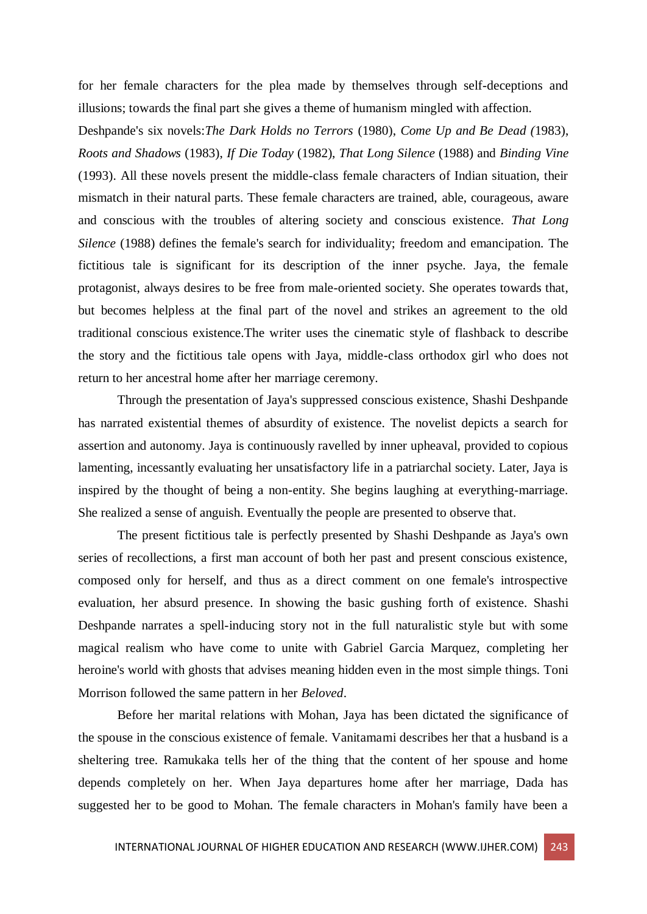for her female characters for the plea made by themselves through self-deceptions and illusions; towards the final part she gives a theme of humanism mingled with affection.

Deshpande's six novels:*The Dark Holds no Terrors* (1980), *Come Up and Be Dead (*1983), *Roots and Shadows* (1983), *If Die Today* (1982), *That Long Silence* (1988) and *Binding Vine* (1993). All these novels present the middle-class female characters of Indian situation, their mismatch in their natural parts. These female characters are trained, able, courageous, aware and conscious with the troubles of altering society and conscious existence. *That Long Silence* (1988) defines the female's search for individuality; freedom and emancipation. The fictitious tale is significant for its description of the inner psyche. Jaya, the female protagonist, always desires to be free from male-oriented society. She operates towards that, but becomes helpless at the final part of the novel and strikes an agreement to the old traditional conscious existence.The writer uses the cinematic style of flashback to describe the story and the fictitious tale opens with Jaya, middle-class orthodox girl who does not return to her ancestral home after her marriage ceremony.

Through the presentation of Jaya's suppressed conscious existence, Shashi Deshpande has narrated existential themes of absurdity of existence. The novelist depicts a search for assertion and autonomy. Jaya is continuously ravelled by inner upheaval, provided to copious lamenting, incessantly evaluating her unsatisfactory life in a patriarchal society. Later, Jaya is inspired by the thought of being a non-entity. She begins laughing at everything-marriage. She realized a sense of anguish. Eventually the people are presented to observe that.

The present fictitious tale is perfectly presented by Shashi Deshpande as Jaya's own series of recollections, a first man account of both her past and present conscious existence, composed only for herself, and thus as a direct comment on one female's introspective evaluation, her absurd presence. In showing the basic gushing forth of existence. Shashi Deshpande narrates a spell-inducing story not in the full naturalistic style but with some magical realism who have come to unite with Gabriel Garcia Marquez, completing her heroine's world with ghosts that advises meaning hidden even in the most simple things. Toni Morrison followed the same pattern in her *Beloved*.

Before her marital relations with Mohan, Jaya has been dictated the significance of the spouse in the conscious existence of female. Vanitamami describes her that a husband is a sheltering tree. Ramukaka tells her of the thing that the content of her spouse and home depends completely on her. When Jaya departures home after her marriage, Dada has suggested her to be good to Mohan. The female characters in Mohan's family have been a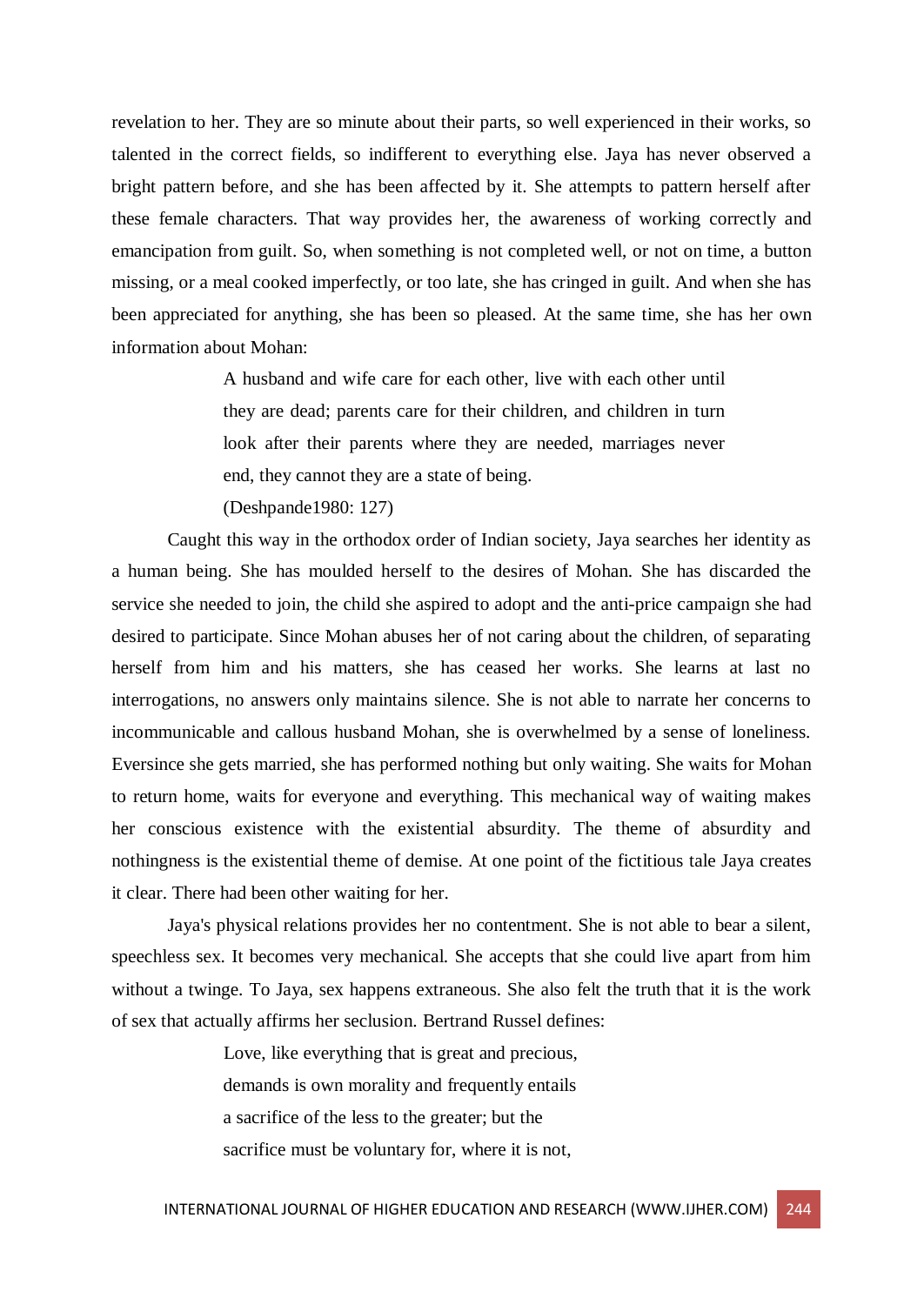revelation to her. They are so minute about their parts, so well experienced in their works, so talented in the correct fields, so indifferent to everything else. Jaya has never observed a bright pattern before, and she has been affected by it. She attempts to pattern herself after these female characters. That way provides her, the awareness of working correctly and emancipation from guilt. So, when something is not completed well, or not on time, a button missing, or a meal cooked imperfectly, or too late, she has cringed in guilt. And when she has been appreciated for anything, she has been so pleased. At the same time, she has her own information about Mohan:

> A husband and wife care for each other, live with each other until they are dead; parents care for their children, and children in turn look after their parents where they are needed, marriages never end, they cannot they are a state of being.
>
> (Deshpande1980: 127)

Caught this way in the orthodox order of Indian society, Jaya searches her identity as a human being. She has moulded herself to the desires of Mohan. She has discarded the service she needed to join, the child she aspired to adopt and the anti-price campaign she had desired to participate. Since Mohan abuses her of not caring about the children, of separating herself from him and his matters, she has ceased her works. She learns at last no interrogations, no answers only maintains silence. She is not able to narrate her concerns to incommunicable and callous husband Mohan, she is overwhelmed by a sense of loneliness. Eversince she gets married, she has performed nothing but only waiting. She waits for Mohan to return home, waits for everyone and everything. This mechanical way of waiting makes her conscious existence with the existential absurdity. The theme of absurdity and nothingness is the existential theme of demise. At one point of the fictitious tale Jaya creates it clear. There had been other waiting for her.

Jaya's physical relations provides her no contentment. She is not able to bear a silent, speechless sex. It becomes very mechanical. She accepts that she could live apart from him without a twinge. To Jaya, sex happens extraneous. She also felt the truth that it is the work of sex that actually affirms her seclusion. Bertrand Russel defines:

> Love, like everything that is great and precious,
> demands is own morality and frequently entails
> a sacrifice of the less to the greater; but the
> sacrifice must be voluntary for, where it is not,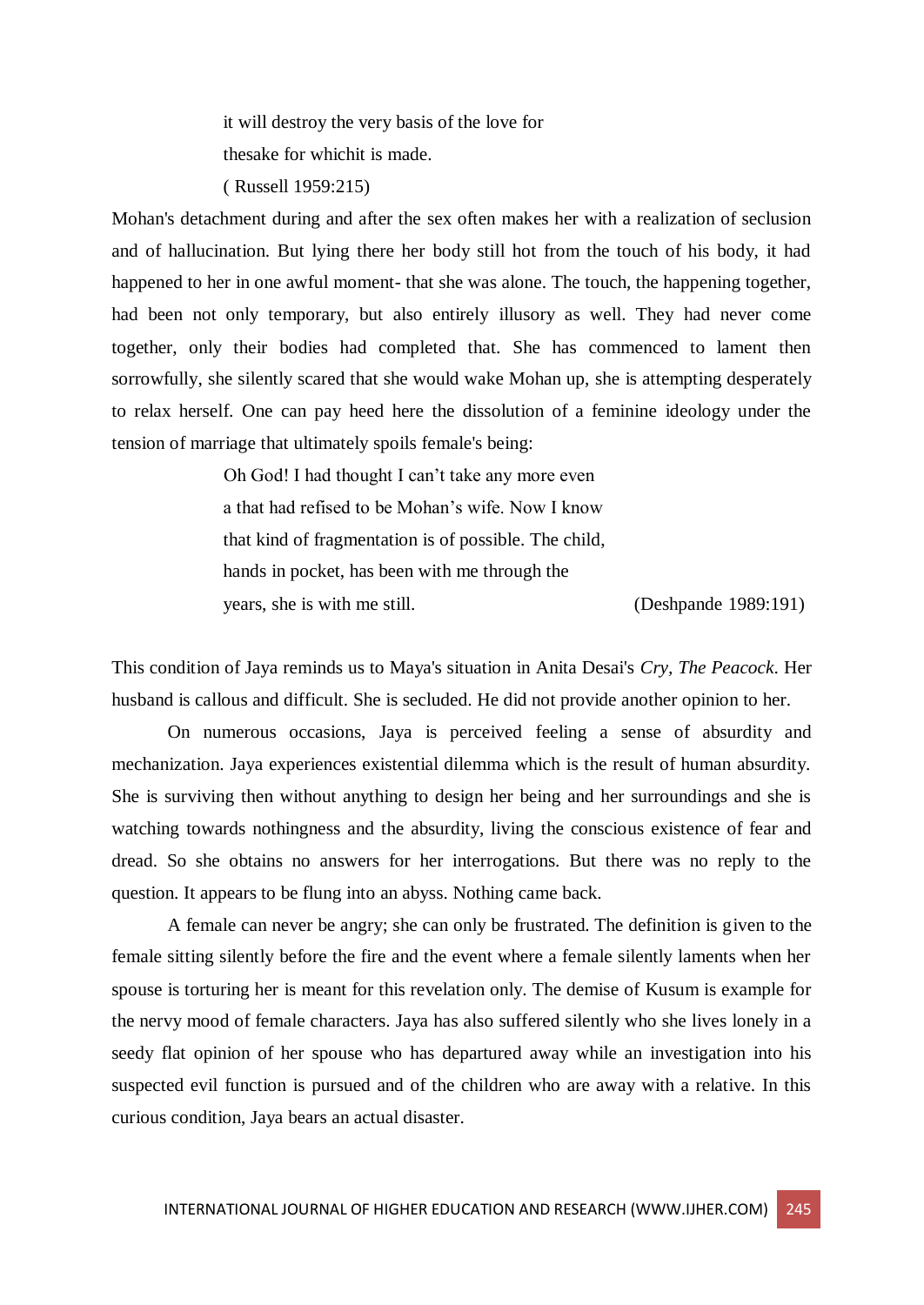> it will destroy the very basis of the love for
> thesake for whichit is made.
> ( Russell 1959:215)

Mohan's detachment during and after the sex often makes her with a realization of seclusion and of hallucination. But lying there her body still hot from the touch of his body, it had happened to her in one awful moment- that she was alone. The touch, the happening together, had been not only temporary, but also entirely illusory as well. They had never come together, only their bodies had completed that. She has commenced to lament then sorrowfully, she silently scared that she would wake Mohan up, she is attempting desperately to relax herself. One can pay heed here the dissolution of a feminine ideology under the tension of marriage that ultimately spoils female's being:

> Oh God! I had thought I can't take any more even
> a that had refised to be Mohan's wife. Now I know
> that kind of fragmentation is of possible. The child,
> hands in pocket, has been with me through the
> years, she is with me still. (Deshpande 1989:191)

This condition of Jaya reminds us to Maya's situation in Anita Desai's *Cry, The Peacock*. Her husband is callous and difficult. She is secluded. He did not provide another opinion to her.

On numerous occasions, Jaya is perceived feeling a sense of absurdity and mechanization. Jaya experiences existential dilemma which is the result of human absurdity. She is surviving then without anything to design her being and her surroundings and she is watching towards nothingness and the absurdity, living the conscious existence of fear and dread. So she obtains no answers for her interrogations. But there was no reply to the question. It appears to be flung into an abyss. Nothing came back.

A female can never be angry; she can only be frustrated. The definition is given to the female sitting silently before the fire and the event where a female silently laments when her spouse is torturing her is meant for this revelation only. The demise of Kusum is example for the nervy mood of female characters. Jaya has also suffered silently who she lives lonely in a seedy flat opinion of her spouse who has departured away while an investigation into his suspected evil function is pursued and of the children who are away with a relative. In this curious condition, Jaya bears an actual disaster.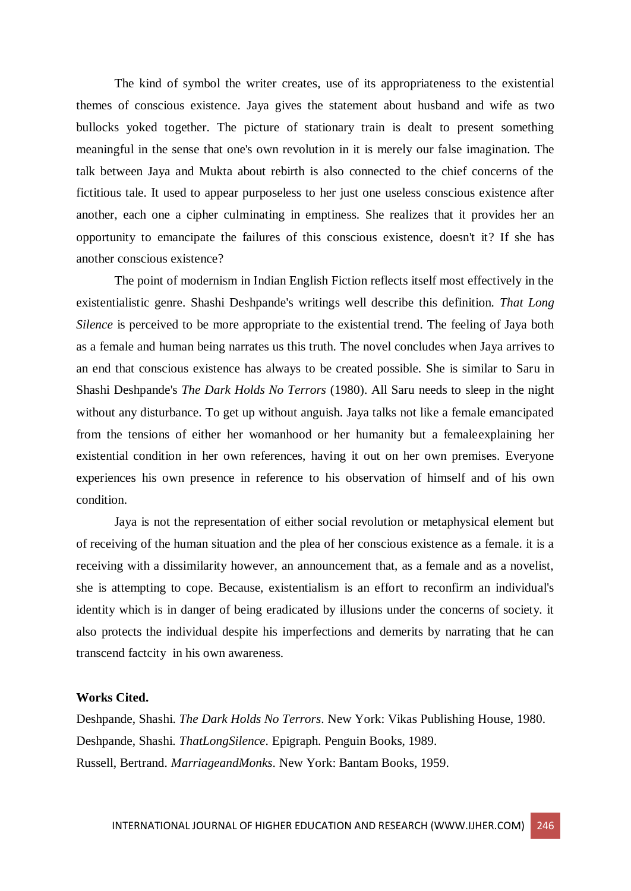The kind of symbol the writer creates, use of its appropriateness to the existential themes of conscious existence. Jaya gives the statement about husband and wife as two bullocks yoked together. The picture of stationary train is dealt to present something meaningful in the sense that one's own revolution in it is merely our false imagination. The talk between Jaya and Mukta about rebirth is also connected to the chief concerns of the fictitious tale. It used to appear purposeless to her just one useless conscious existence after another, each one a cipher culminating in emptiness. She realizes that it provides her an opportunity to emancipate the failures of this conscious existence, doesn't it? If she has another conscious existence?

The point of modernism in Indian English Fiction reflects itself most effectively in the existentialistic genre. Shashi Deshpande's writings well describe this definition. *That Long Silence* is perceived to be more appropriate to the existential trend. The feeling of Jaya both as a female and human being narrates us this truth. The novel concludes when Jaya arrives to an end that conscious existence has always to be created possible. She is similar to Saru in Shashi Deshpande's *The Dark Holds No Terrors* (1980). All Saru needs to sleep in the night without any disturbance. To get up without anguish. Jaya talks not like a female emancipated from the tensions of either her womanhood or her humanity but a femaleexplaining her existential condition in her own references, having it out on her own premises. Everyone experiences his own presence in reference to his observation of himself and of his own condition.

Jaya is not the representation of either social revolution or metaphysical element but of receiving of the human situation and the plea of her conscious existence as a female. it is a receiving with a dissimilarity however, an announcement that, as a female and as a novelist, she is attempting to cope. Because, existentialism is an effort to reconfirm an individual's identity which is in danger of being eradicated by illusions under the concerns of society. it also protects the individual despite his imperfections and demerits by narrating that he can transcend factcity in his own awareness.

**Works Cited.**

Deshpande, Shashi. *The Dark Holds No Terrors*. New York: Vikas Publishing House, 1980.

Deshpande, Shashi. *ThatLongSilence*. Epigraph. Penguin Books, 1989.

Russell, Bertrand. *MarriageandMonks*. New York: Bantam Books, 1959.